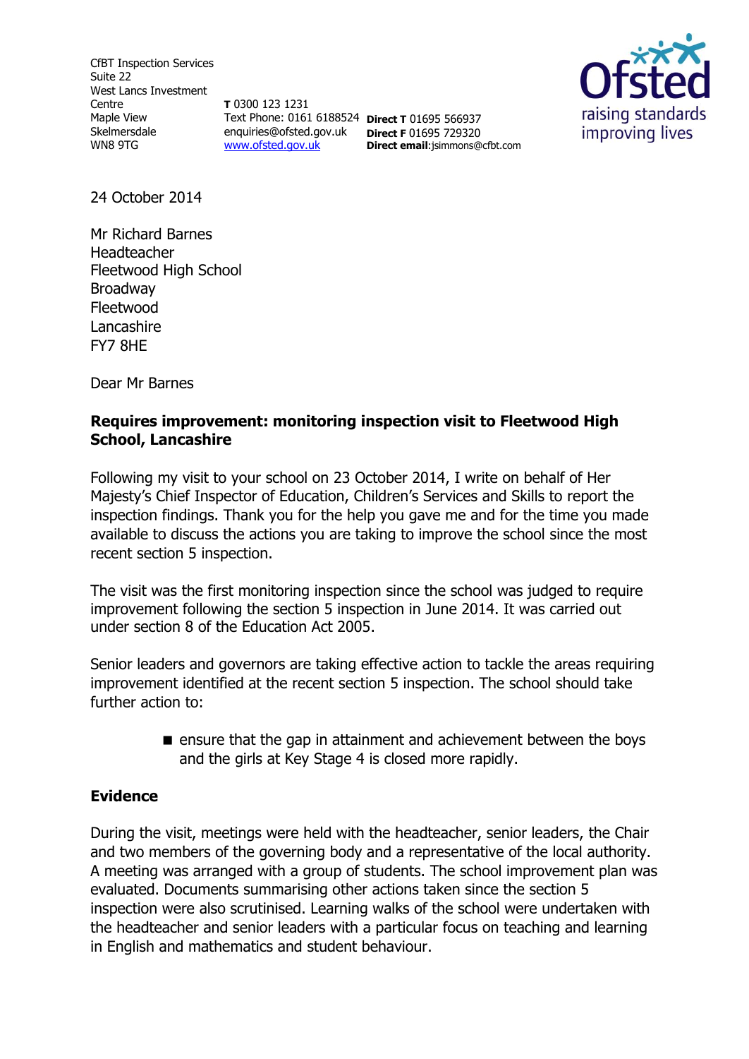CfBT Inspection Services
Suite 22
West Lancs Investment Centre
Maple View
Skelmersdale
WN8 9TG

**T** 0300 123 1231
Text Phone: 0161 6188524
enquiries@ofsted.gov.uk
www.ofsted.gov.uk

**Direct T** 01695 566937
**Direct F** 01695 729320
**Direct email**:jsimmons@cfbt.com

Ofsted
raising standards
improving lives

24 October 2014

Mr Richard Barnes
Headteacher
Fleetwood High School
Broadway
Fleetwood
Lancashire
FY7 8HE

Dear Mr Barnes

**Requires improvement: monitoring inspection visit to Fleetwood High School, Lancashire**

Following my visit to your school on 23 October 2014, I write on behalf of Her Majesty's Chief Inspector of Education, Children's Services and Skills to report the inspection findings. Thank you for the help you gave me and for the time you made available to discuss the actions you are taking to improve the school since the most recent section 5 inspection.

The visit was the first monitoring inspection since the school was judged to require improvement following the section 5 inspection in June 2014. It was carried out under section 8 of the Education Act 2005.

Senior leaders and governors are taking effective action to tackle the areas requiring improvement identified at the recent section 5 inspection. The school should take further action to:

- ensure that the gap in attainment and achievement between the boys and the girls at Key Stage 4 is closed more rapidly.

## Evidence

During the visit, meetings were held with the headteacher, senior leaders, the Chair and two members of the governing body and a representative of the local authority. A meeting was arranged with a group of students. The school improvement plan was evaluated. Documents summarising other actions taken since the section 5 inspection were also scrutinised. Learning walks of the school were undertaken with the headteacher and senior leaders with a particular focus on teaching and learning in English and mathematics and student behaviour.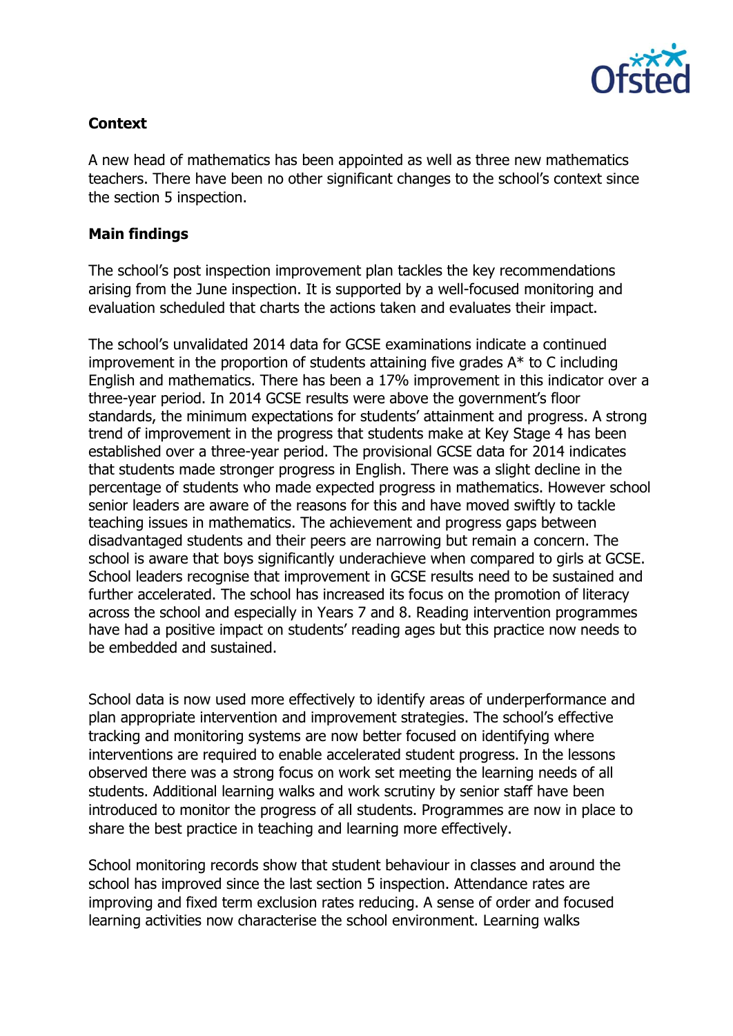**Context**

A new head of mathematics has been appointed as well as three new mathematics teachers. There have been no other significant changes to the school's context since the section 5 inspection.

**Main findings**

The school's post inspection improvement plan tackles the key recommendations arising from the June inspection. It is supported by a well-focused monitoring and evaluation scheduled that charts the actions taken and evaluates their impact.

The school's unvalidated 2014 data for GCSE examinations indicate a continued improvement in the proportion of students attaining five grades A* to C including English and mathematics. There has been a 17% improvement in this indicator over a three-year period. In 2014 GCSE results were above the government's floor standards, the minimum expectations for students' attainment and progress. A strong trend of improvement in the progress that students make at Key Stage 4 has been established over a three-year period. The provisional GCSE data for 2014 indicates that students made stronger progress in English. There was a slight decline in the percentage of students who made expected progress in mathematics. However school senior leaders are aware of the reasons for this and have moved swiftly to tackle teaching issues in mathematics. The achievement and progress gaps between disadvantaged students and their peers are narrowing but remain a concern. The school is aware that boys significantly underachieve when compared to girls at GCSE. School leaders recognise that improvement in GCSE results need to be sustained and further accelerated. The school has increased its focus on the promotion of literacy across the school and especially in Years 7 and 8. Reading intervention programmes have had a positive impact on students' reading ages but this practice now needs to be embedded and sustained.

School data is now used more effectively to identify areas of underperformance and plan appropriate intervention and improvement strategies. The school's effective tracking and monitoring systems are now better focused on identifying where interventions are required to enable accelerated student progress. In the lessons observed there was a strong focus on work set meeting the learning needs of all students. Additional learning walks and work scrutiny by senior staff have been introduced to monitor the progress of all students. Programmes are now in place to share the best practice in teaching and learning more effectively.

School monitoring records show that student behaviour in classes and around the school has improved since the last section 5 inspection. Attendance rates are improving and fixed term exclusion rates reducing. A sense of order and focused learning activities now characterise the school environment. Learning walks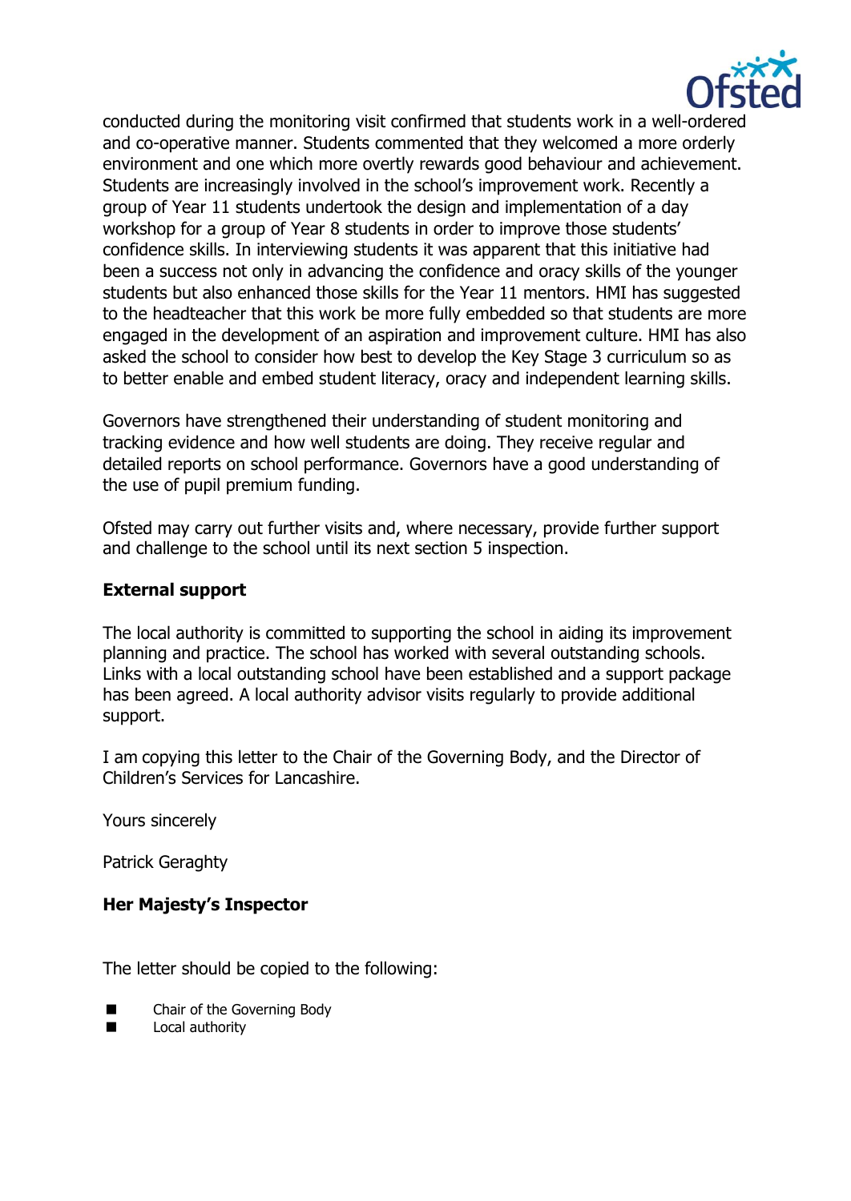conducted during the monitoring visit confirmed that students work in a well-ordered and co-operative manner. Students commented that they welcomed a more orderly environment and one which more overtly rewards good behaviour and achievement. Students are increasingly involved in the school's improvement work. Recently a group of Year 11 students undertook the design and implementation of a day workshop for a group of Year 8 students in order to improve those students' confidence skills. In interviewing students it was apparent that this initiative had been a success not only in advancing the confidence and oracy skills of the younger students but also enhanced those skills for the Year 11 mentors. HMI has suggested to the headteacher that this work be more fully embedded so that students are more engaged in the development of an aspiration and improvement culture. HMI has also asked the school to consider how best to develop the Key Stage 3 curriculum so as to better enable and embed student literacy, oracy and independent learning skills.

Governors have strengthened their understanding of student monitoring and tracking evidence and how well students are doing. They receive regular and detailed reports on school performance. Governors have a good understanding of the use of pupil premium funding.

Ofsted may carry out further visits and, where necessary, provide further support and challenge to the school until its next section 5 inspection.

### External support

The local authority is committed to supporting the school in aiding its improvement planning and practice. The school has worked with several outstanding schools. Links with a local outstanding school have been established and a support package has been agreed. A local authority advisor visits regularly to provide additional support.

I am copying this letter to the Chair of the Governing Body, and the Director of Children's Services for Lancashire.

Yours sincerely

Patrick Geraghty

**Her Majesty's Inspector**

The letter should be copied to the following:

- Chair of the Governing Body
- Local authority